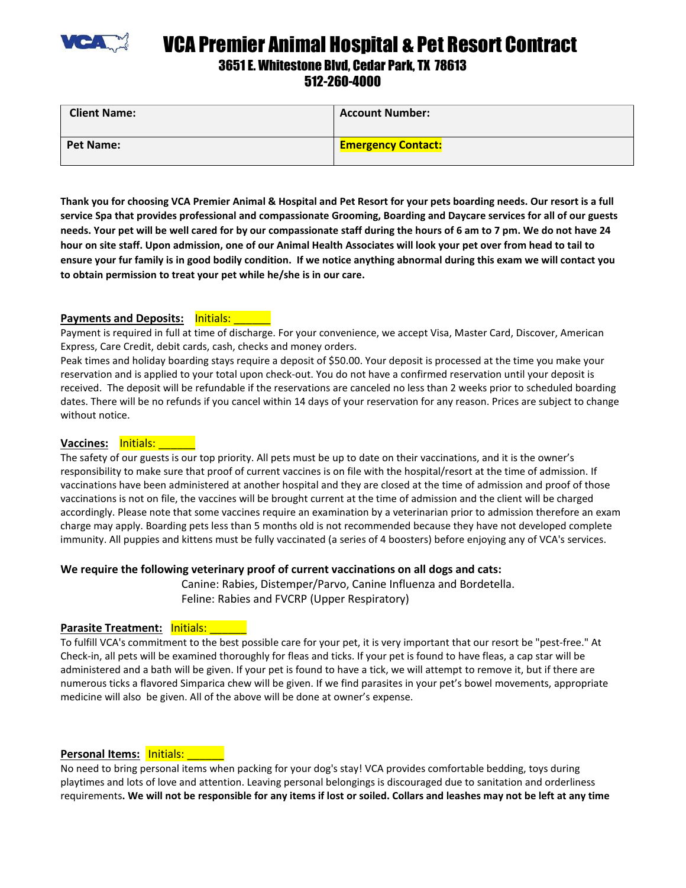# VCA Premier Animal Hospital & Pet Resort Contract

### 3651 E. Whitestone Blvd, Cedar Park, TX 78613
### 512-260-4000

| **Client Name:** | **Account Number:** |
|---|---|
| **Pet Name:** | **Emergency Contact:** |

**Thank you for choosing VCA Premier Animal & Hospital and Pet Resort for your pets boarding needs. Our resort is a full service Spa that provides professional and compassionate Grooming, Boarding and Daycare services for all of our guests needs. Your pet will be well cared for by our compassionate staff during the hours of 6 am to 7 pm. We do not have 24 hour on site staff. Upon admission, one of our Animal Health Associates will look your pet over from head to tail to ensure your fur family is in good bodily condition. If we notice anything abnormal during this exam we will contact you to obtain permission to treat your pet while he/she is in our care.**

**Payments and Deposits:** Initials: ______

Payment is required in full at time of discharge. For your convenience, we accept Visa, Master Card, Discover, American Express, Care Credit, debit cards, cash, checks and money orders.

Peak times and holiday boarding stays require a deposit of $50.00. Your deposit is processed at the time you make your reservation and is applied to your total upon check-out. You do not have a confirmed reservation until your deposit is received. The deposit will be refundable if the reservations are canceled no less than 2 weeks prior to scheduled boarding dates. There will be no refunds if you cancel within 14 days of your reservation for any reason. Prices are subject to change without notice.

**Vaccines:** Initials: ______

The safety of our guests is our top priority. All pets must be up to date on their vaccinations, and it is the owner's responsibility to make sure that proof of current vaccines is on file with the hospital/resort at the time of admission. If vaccinations have been administered at another hospital and they are closed at the time of admission and proof of those vaccinations is not on file, the vaccines will be brought current at the time of admission and the client will be charged accordingly. Please note that some vaccines require an examination by a veterinarian prior to admission therefore an exam charge may apply. Boarding pets less than 5 months old is not recommended because they have not developed complete immunity. All puppies and kittens must be fully vaccinated (a series of 4 boosters) before enjoying any of VCA's services.

**We require the following veterinary proof of current vaccinations on all dogs and cats:**

Canine: Rabies, Distemper/Parvo, Canine Influenza and Bordetella.
Feline: Rabies and FVCRP (Upper Respiratory)

**Parasite Treatment:** Initials: ______

To fulfill VCA's commitment to the best possible care for your pet, it is very important that our resort be "pest-free." At Check-in, all pets will be examined thoroughly for fleas and ticks. If your pet is found to have fleas, a cap star will be administered and a bath will be given. If your pet is found to have a tick, we will attempt to remove it, but if there are numerous ticks a flavored Simparica chew will be given. If we find parasites in your pet's bowel movements, appropriate medicine will also be given. All of the above will be done at owner's expense.

**Personal Items:** Initials: ______

No need to bring personal items when packing for your dog's stay! VCA provides comfortable bedding, toys during playtimes and lots of love and attention. Leaving personal belongings is discouraged due to sanitation and orderliness requirements. **We will not be responsible for any items if lost or soiled. Collars and leashes may not be left at any time**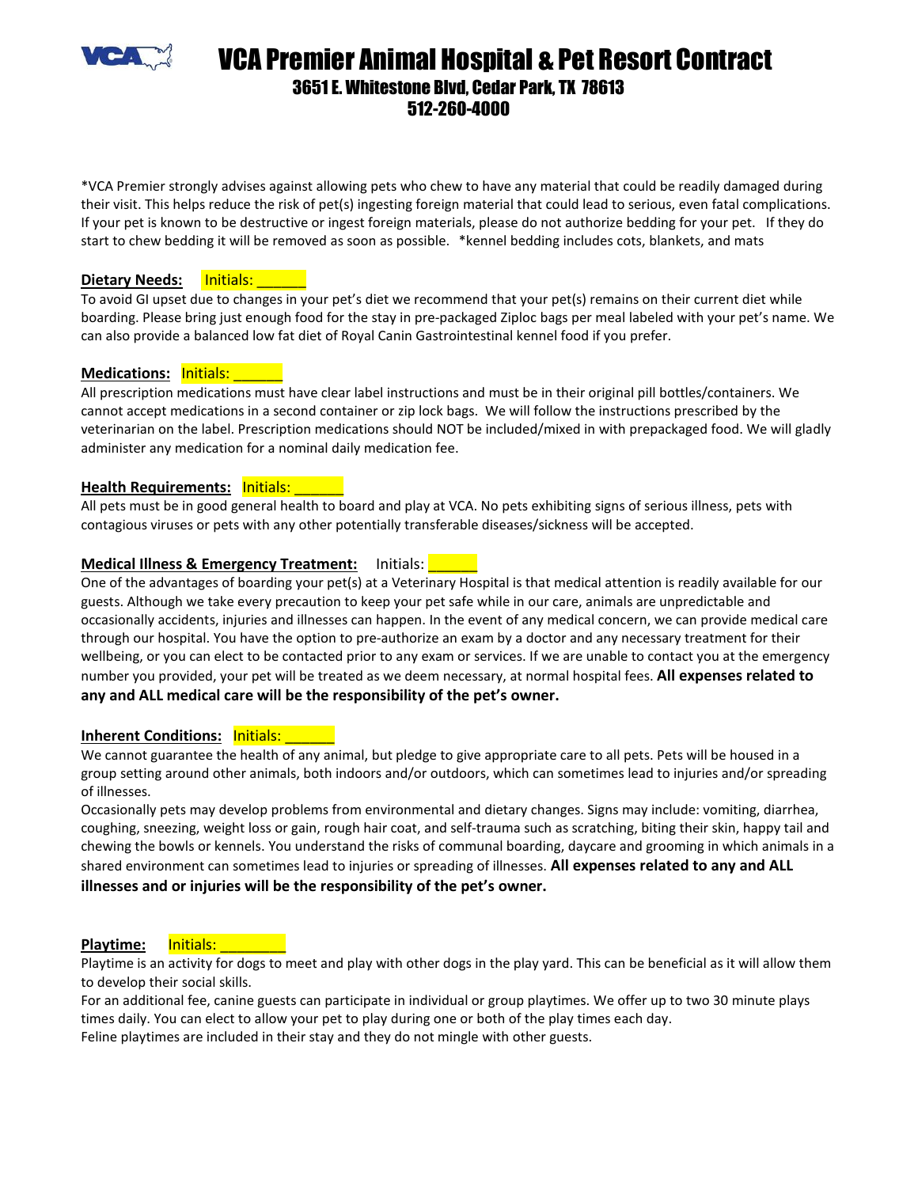# VCA Premier Animal Hospital & Pet Resort Contract

## 3651 E. Whitestone Blvd, Cedar Park, TX 78613

## 512-260-4000

*VCA Premier strongly advises against allowing pets who chew to have any material that could be readily damaged during their visit. This helps reduce the risk of pet(s) ingesting foreign material that could lead to serious, even fatal complications. If your pet is known to be destructive or ingest foreign materials, please do not authorize bedding for your pet. If they do start to chew bedding it will be removed as soon as possible. *kennel bedding includes cots, blankets, and mats

**Dietary Needs:** Initials: ______

To avoid GI upset due to changes in your pet's diet we recommend that your pet(s) remains on their current diet while boarding. Please bring just enough food for the stay in pre-packaged Ziploc bags per meal labeled with your pet's name. We can also provide a balanced low fat diet of Royal Canin Gastrointestinal kennel food if you prefer.

**Medications:** Initials: ______

All prescription medications must have clear label instructions and must be in their original pill bottles/containers. We cannot accept medications in a second container or zip lock bags. We will follow the instructions prescribed by the veterinarian on the label. Prescription medications should NOT be included/mixed in with prepackaged food. We will gladly administer any medication for a nominal daily medication fee.

**Health Requirements:** Initials: ______

All pets must be in good general health to board and play at VCA. No pets exhibiting signs of serious illness, pets with contagious viruses or pets with any other potentially transferable diseases/sickness will be accepted.

**Medical Illness & Emergency Treatment:** Initials: ______

One of the advantages of boarding your pet(s) at a Veterinary Hospital is that medical attention is readily available for our guests. Although we take every precaution to keep your pet safe while in our care, animals are unpredictable and occasionally accidents, injuries and illnesses can happen. In the event of any medical concern, we can provide medical care through our hospital. You have the option to pre-authorize an exam by a doctor and any necessary treatment for their wellbeing, or you can elect to be contacted prior to any exam or services. If we are unable to contact you at the emergency number you provided, your pet will be treated as we deem necessary, at normal hospital fees. **All expenses related to any and ALL medical care will be the responsibility of the pet's owner.**

**Inherent Conditions:** Initials: ______

We cannot guarantee the health of any animal, but pledge to give appropriate care to all pets. Pets will be housed in a group setting around other animals, both indoors and/or outdoors, which can sometimes lead to injuries and/or spreading of illnesses.

Occasionally pets may develop problems from environmental and dietary changes. Signs may include: vomiting, diarrhea, coughing, sneezing, weight loss or gain, rough hair coat, and self-trauma such as scratching, biting their skin, happy tail and chewing the bowls or kennels. You understand the risks of communal boarding, daycare and grooming in which animals in a shared environment can sometimes lead to injuries or spreading of illnesses. **All expenses related to any and ALL illnesses and or injuries will be the responsibility of the pet's owner.**

**Playtime:** Initials: ________

Playtime is an activity for dogs to meet and play with other dogs in the play yard. This can be beneficial as it will allow them to develop their social skills.

For an additional fee, canine guests can participate in individual or group playtimes. We offer up to two 30 minute plays times daily. You can elect to allow your pet to play during one or both of the play times each day.

Feline playtimes are included in their stay and they do not mingle with other guests.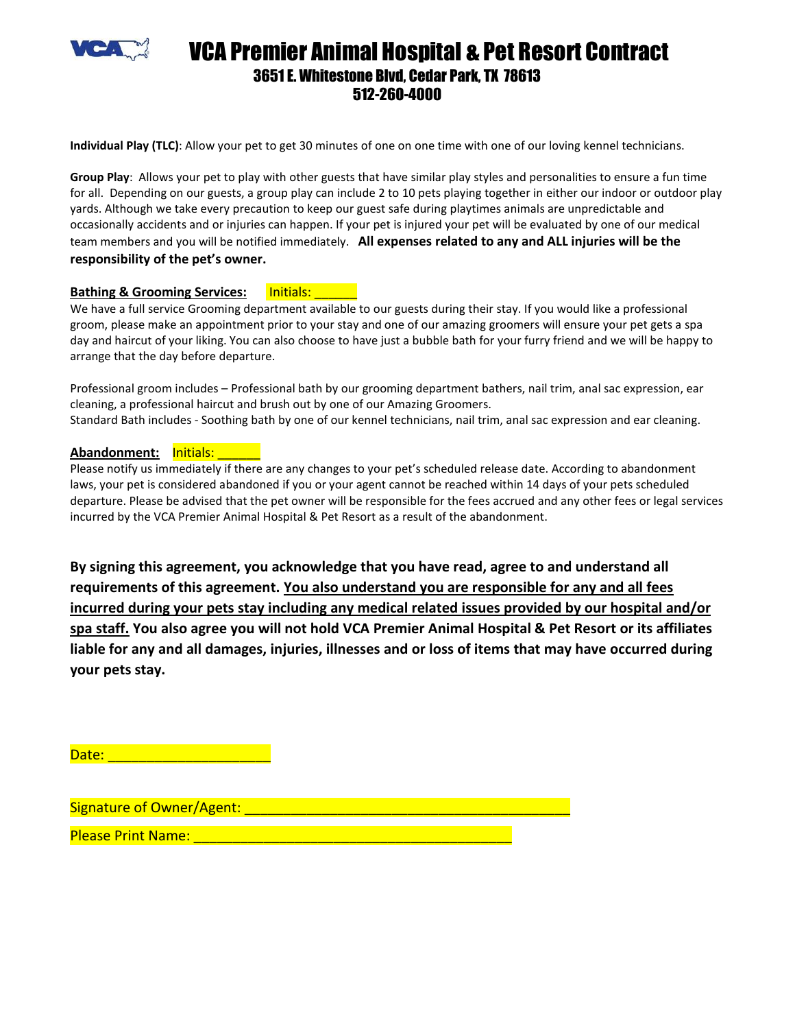# VCA Premier Animal Hospital & Pet Resort Contract

## 3651 E. Whitestone Blvd, Cedar Park, TX 78613

## 512-260-4000

**Individual Play (TLC)**: Allow your pet to get 30 minutes of one on one time with one of our loving kennel technicians.

**Group Play**: Allows your pet to play with other guests that have similar play styles and personalities to ensure a fun time for all. Depending on our guests, a group play can include 2 to 10 pets playing together in either our indoor or outdoor play yards. Although we take every precaution to keep our guest safe during playtimes animals are unpredictable and occasionally accidents and or injuries can happen. If your pet is injured your pet will be evaluated by one of our medical team members and you will be notified immediately. **All expenses related to any and ALL injuries will be the responsibility of the pet's owner.**

**Bathing & Grooming Services:** Initials: ______

We have a full service Grooming department available to our guests during their stay. If you would like a professional groom, please make an appointment prior to your stay and one of our amazing groomers will ensure your pet gets a spa day and haircut of your liking. You can also choose to have just a bubble bath for your furry friend and we will be happy to arrange that the day before departure.

Professional groom includes – Professional bath by our grooming department bathers, nail trim, anal sac expression, ear cleaning, a professional haircut and brush out by one of our Amazing Groomers.
Standard Bath includes - Soothing bath by one of our kennel technicians, nail trim, anal sac expression and ear cleaning.

**Abandonment:** Initials: ______

Please notify us immediately if there are any changes to your pet's scheduled release date. According to abandonment laws, your pet is considered abandoned if you or your agent cannot be reached within 14 days of your pets scheduled departure. Please be advised that the pet owner will be responsible for the fees accrued and any other fees or legal services incurred by the VCA Premier Animal Hospital & Pet Resort as a result of the abandonment.

**By signing this agreement, you acknowledge that you have read, agree to and understand all requirements of this agreement. You also understand you are responsible for any and all fees incurred during your pets stay including any medical related issues provided by our hospital and/or spa staff. You also agree you will not hold VCA Premier Animal Hospital & Pet Resort or its affiliates liable for any and all damages, injuries, illnesses and or loss of items that may have occurred during your pets stay.**

Date: ____________________

Signature of Owner/Agent: ________________________________________

Please Print Name: ______________________________________